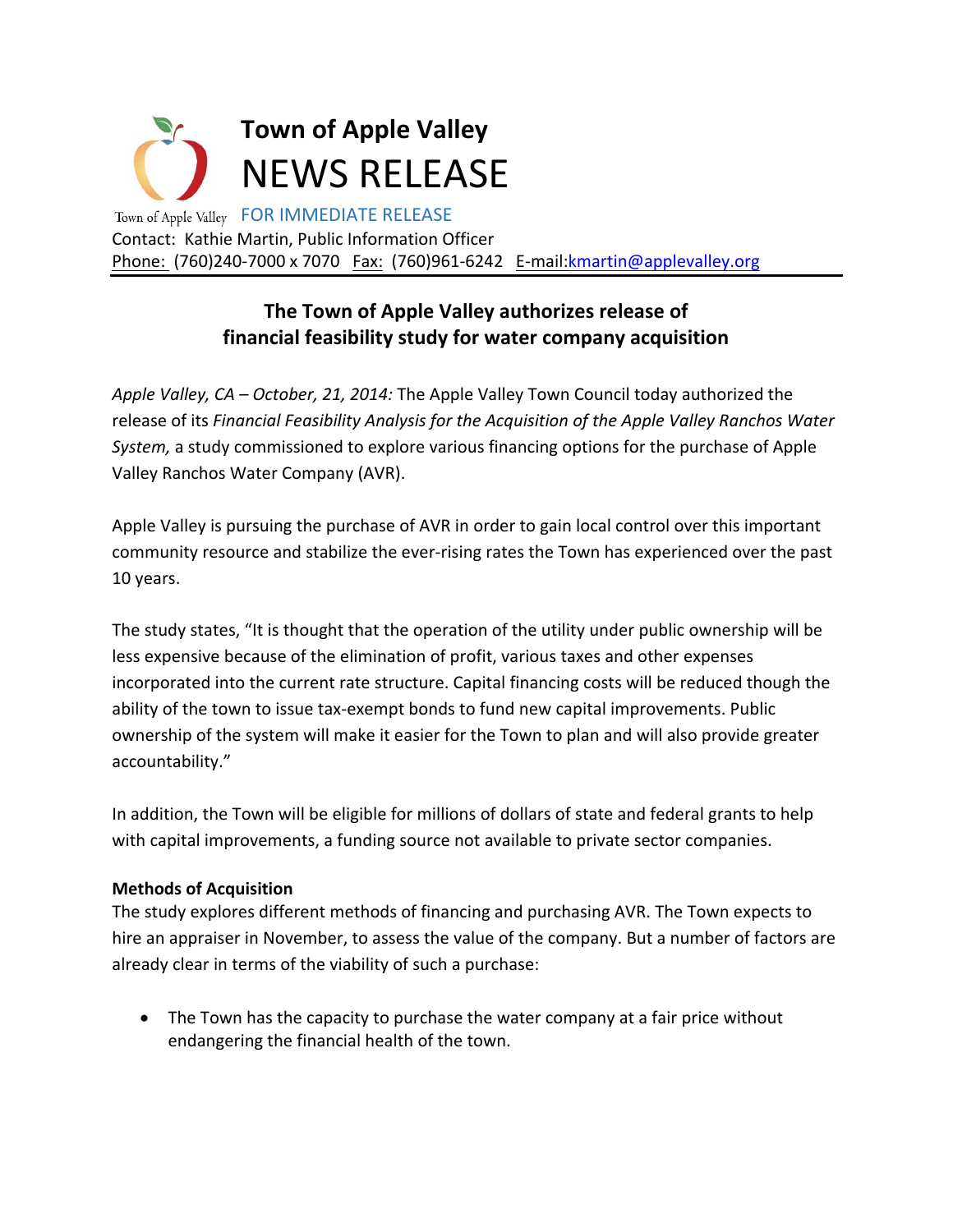# Town of Apple Valley

# NEWS RELEASE

Town of Apple Valley FOR IMMEDIATE RELEASE

Contact: Kathie Martin, Public Information Officer

Phone: (760)240-7000 x 7070 Fax: (760)961-6242 E-mail:kmartin@applevalley.org

## The Town of Apple Valley authorizes release of financial feasibility study for water company acquisition

*Apple Valley, CA – October, 21, 2014:* The Apple Valley Town Council today authorized the release of its *Financial Feasibility Analysis for the Acquisition of the Apple Valley Ranchos Water System,* a study commissioned to explore various financing options for the purchase of Apple Valley Ranchos Water Company (AVR).

Apple Valley is pursuing the purchase of AVR in order to gain local control over this important community resource and stabilize the ever-rising rates the Town has experienced over the past 10 years.

The study states, "It is thought that the operation of the utility under public ownership will be less expensive because of the elimination of profit, various taxes and other expenses incorporated into the current rate structure. Capital financing costs will be reduced though the ability of the town to issue tax-exempt bonds to fund new capital improvements. Public ownership of the system will make it easier for the Town to plan and will also provide greater accountability."

In addition, the Town will be eligible for millions of dollars of state and federal grants to help with capital improvements, a funding source not available to private sector companies.

**Methods of Acquisition**

The study explores different methods of financing and purchasing AVR. The Town expects to hire an appraiser in November, to assess the value of the company. But a number of factors are already clear in terms of the viability of such a purchase:

- The Town has the capacity to purchase the water company at a fair price without endangering the financial health of the town.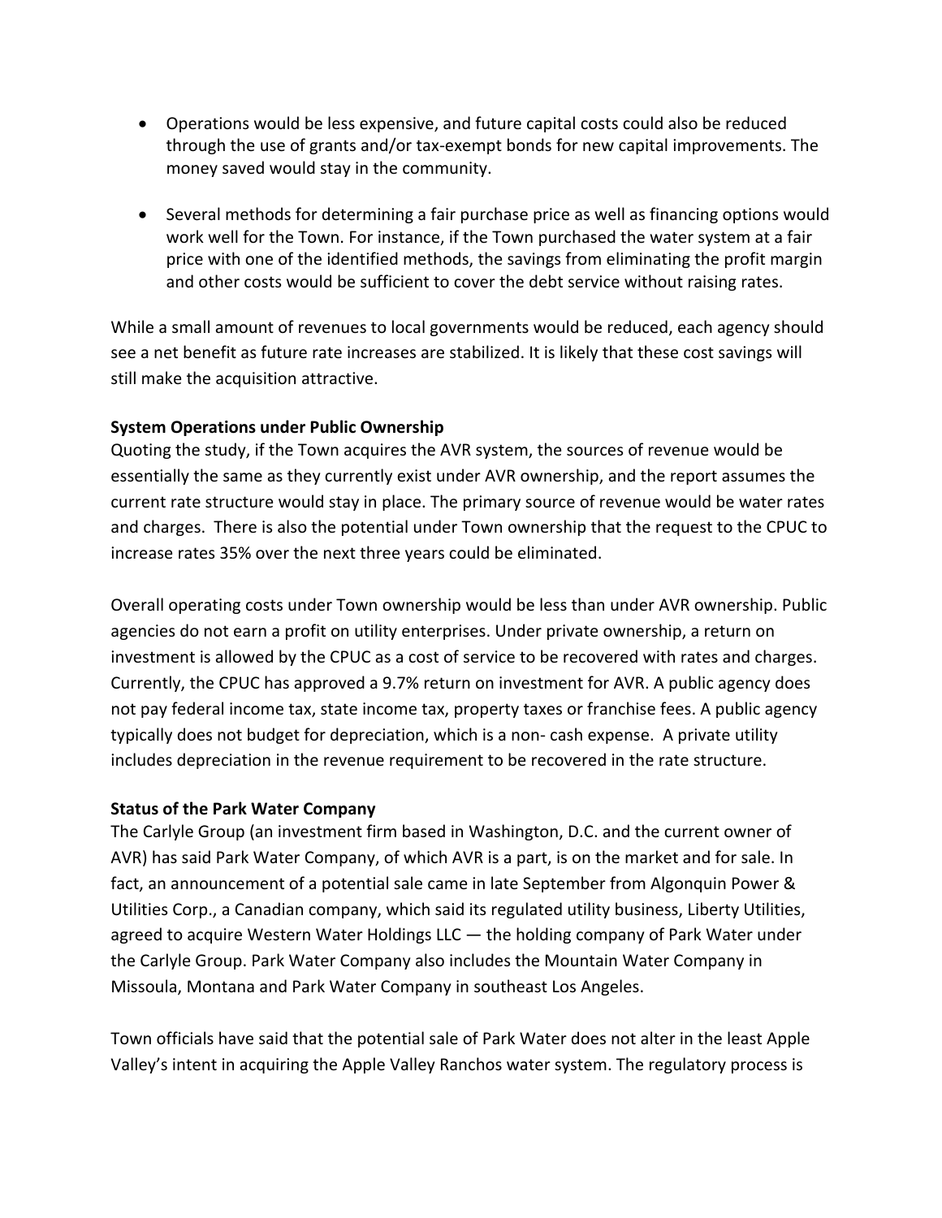- Operations would be less expensive, and future capital costs could also be reduced through the use of grants and/or tax-exempt bonds for new capital improvements. The money saved would stay in the community.

- Several methods for determining a fair purchase price as well as financing options would work well for the Town. For instance, if the Town purchased the water system at a fair price with one of the identified methods, the savings from eliminating the profit margin and other costs would be sufficient to cover the debt service without raising rates.

While a small amount of revenues to local governments would be reduced, each agency should see a net benefit as future rate increases are stabilized. It is likely that these cost savings will still make the acquisition attractive.

**System Operations under Public Ownership**

Quoting the study, if the Town acquires the AVR system, the sources of revenue would be essentially the same as they currently exist under AVR ownership, and the report assumes the current rate structure would stay in place. The primary source of revenue would be water rates and charges. There is also the potential under Town ownership that the request to the CPUC to increase rates 35% over the next three years could be eliminated.

Overall operating costs under Town ownership would be less than under AVR ownership. Public agencies do not earn a profit on utility enterprises. Under private ownership, a return on investment is allowed by the CPUC as a cost of service to be recovered with rates and charges. Currently, the CPUC has approved a 9.7% return on investment for AVR. A public agency does not pay federal income tax, state income tax, property taxes or franchise fees. A public agency typically does not budget for depreciation, which is a non- cash expense. A private utility includes depreciation in the revenue requirement to be recovered in the rate structure.

**Status of the Park Water Company**

The Carlyle Group (an investment firm based in Washington, D.C. and the current owner of AVR) has said Park Water Company, of which AVR is a part, is on the market and for sale. In fact, an announcement of a potential sale came in late September from Algonquin Power & Utilities Corp., a Canadian company, which said its regulated utility business, Liberty Utilities, agreed to acquire Western Water Holdings LLC — the holding company of Park Water under the Carlyle Group. Park Water Company also includes the Mountain Water Company in Missoula, Montana and Park Water Company in southeast Los Angeles.

Town officials have said that the potential sale of Park Water does not alter in the least Apple Valley's intent in acquiring the Apple Valley Ranchos water system. The regulatory process is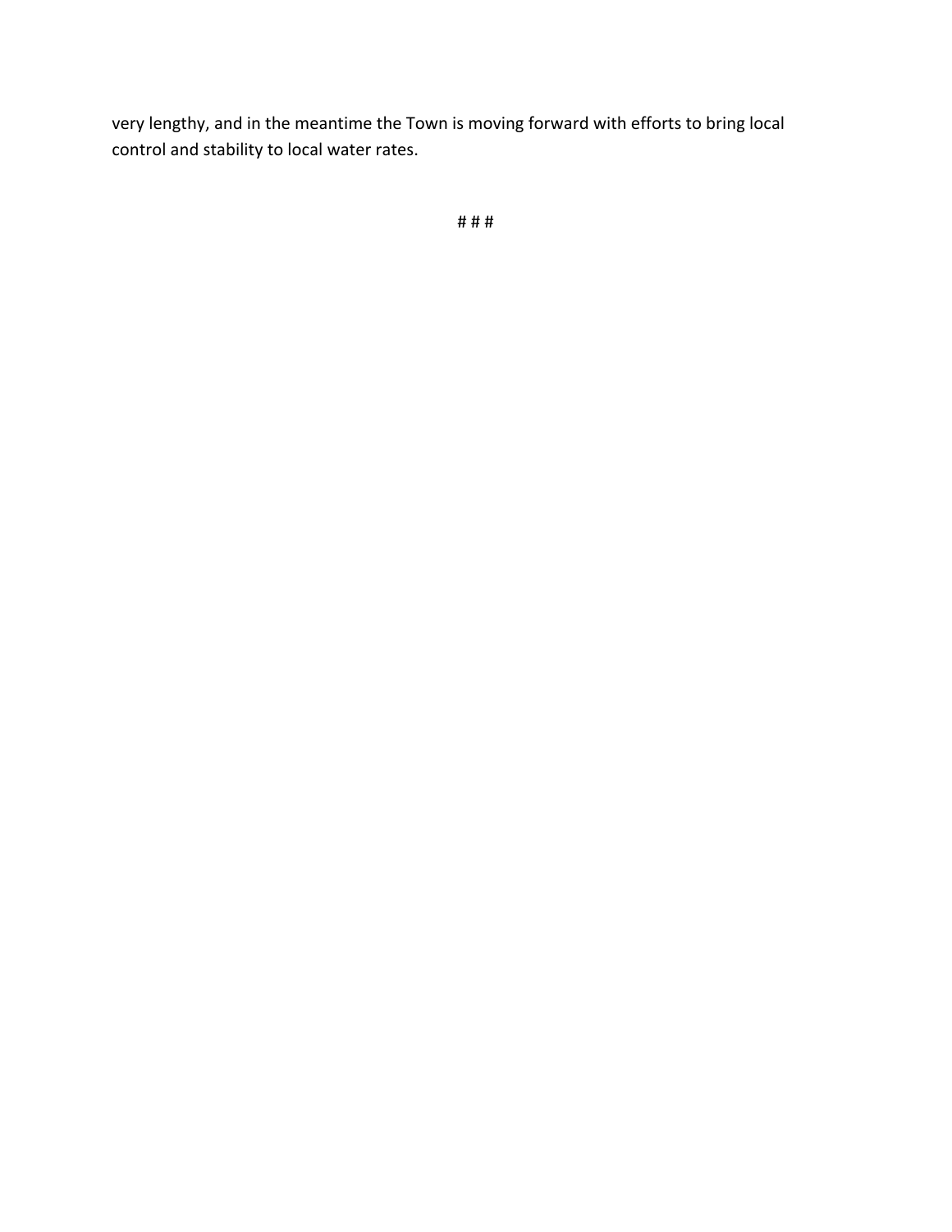very lengthy, and in the meantime the Town is moving forward with efforts to bring local control and stability to local water rates.

# # #